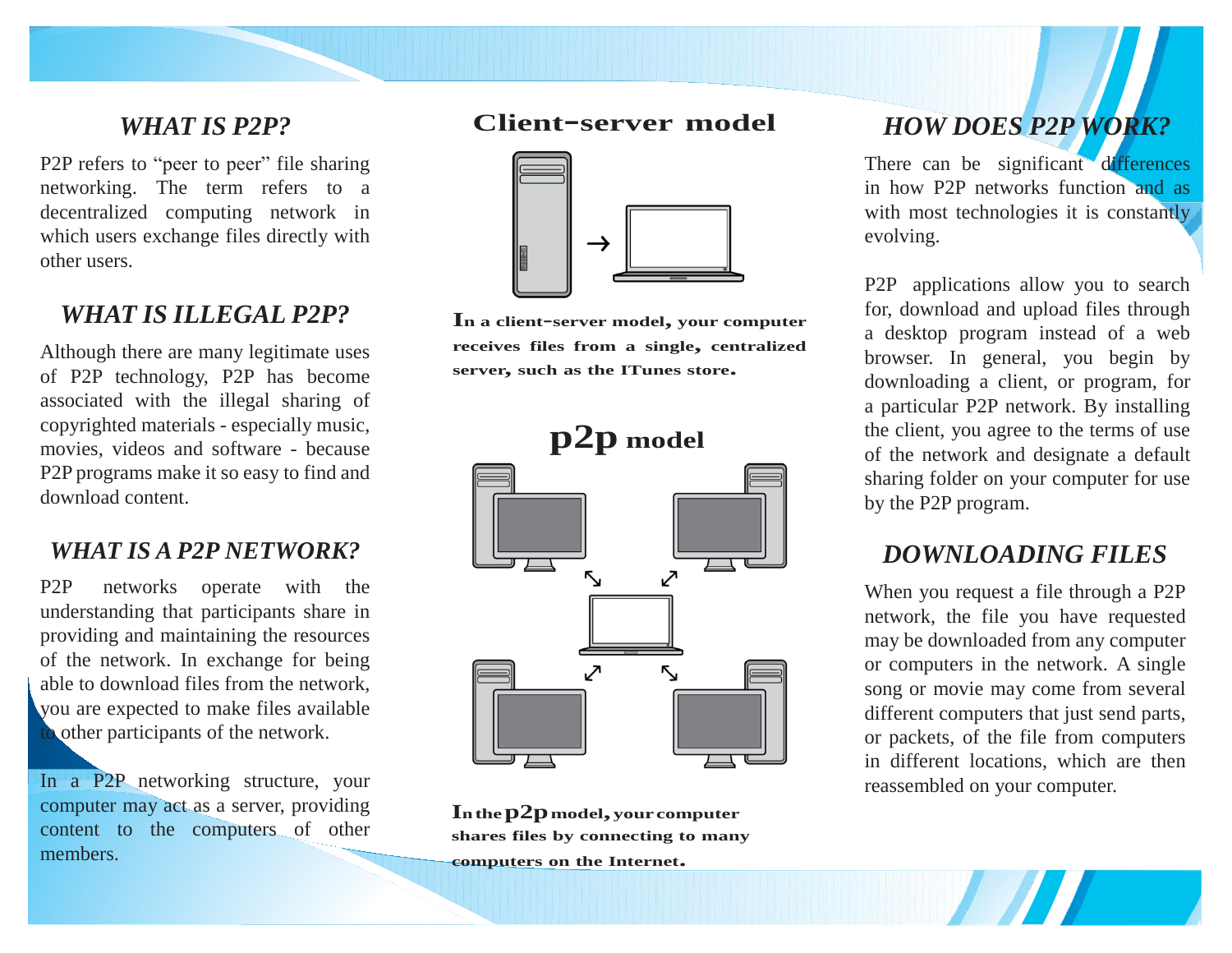## *WHAT IS P2P?*

P2P refers to "peer to peer" file sharing networking. The term refers to a decentralized computing network in which users exchange files directly with other users.

## *WHAT IS ILLEGAL P2P?*

Although there are many legitimate uses of P2P technology, P2P has become associated with the illegal sharing of copyrighted materials - especially music, movies, videos and software - because P2P programs make it so easy to find and download content.

## *WHAT IS A P2P NETWORK?*

P2P networks operate with the understanding that participants share in providing and maintaining the resources of the network. In exchange for being able to download files from the network, you are expected to make files available to other participants of the network.

In a P2P networking structure, your computer may act as a server, providing content to the computers of other members.

## Client-server model

**In a client-server model, your computer receives files from a single, centralized server, such as the ITunes store.**

## p2p model

**In the p2p model, your computer shares files by connecting to many computers on the Internet.**

## *HOW DOES P2P WORK?*

There can be significant differences in how P2P networks function and as with most technologies it is constantly evolving.

P2P applications allow you to search for, download and upload files through a desktop program instead of a web browser. In general, you begin by downloading a client, or program, for a particular P2P network. By installing the client, you agree to the terms of use of the network and designate a default sharing folder on your computer for use by the P2P program.

## *DOWNLOADING FILES*

When you request a file through a P2P network, the file you have requested may be downloaded from any computer or computers in the network. A single song or movie may come from several different computers that just send parts, or packets, of the file from computers in different locations, which are then reassembled on your computer.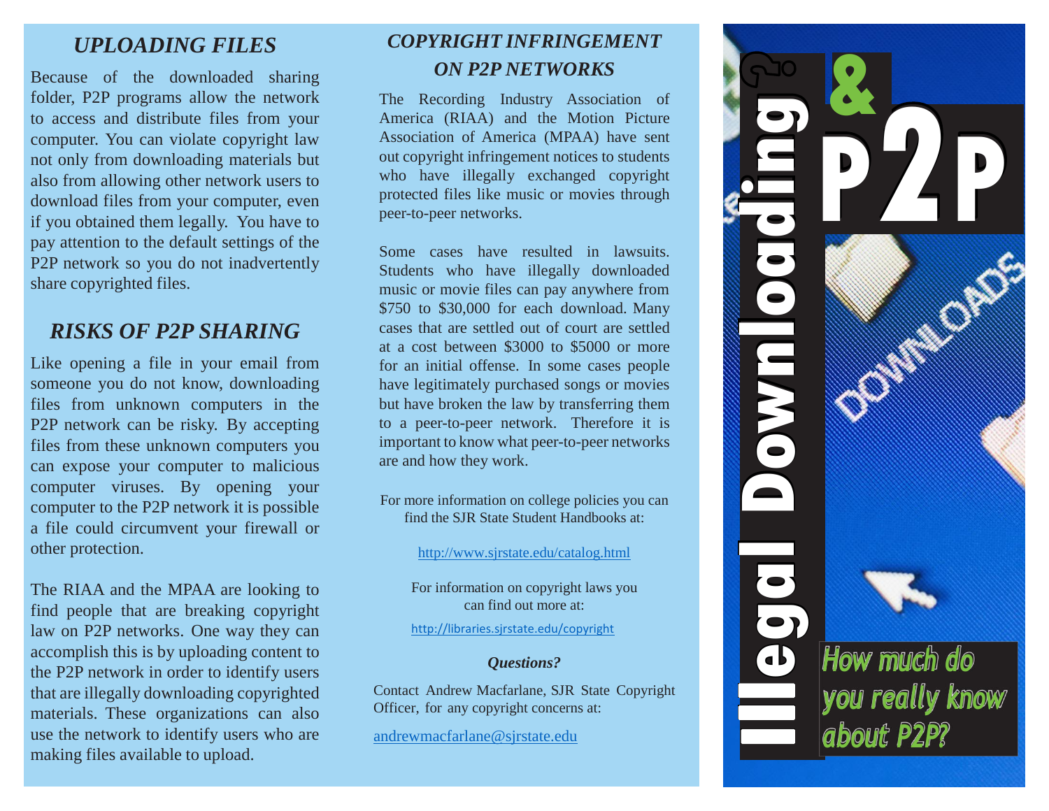## *UPLOADING FILES*

Because of the downloaded sharing folder, P2P programs allow the network to access and distribute files from your computer. You can violate copyright law not only from downloading materials but also from allowing other network users to download files from your computer, even if you obtained them legally. You have to pay attention to the default settings of the P2P network so you do not inadvertently share copyrighted files.

## *RISKS OF P2P SHARING*

Like opening a file in your email from someone you do not know, downloading files from unknown computers in the P2P network can be risky. By accepting files from these unknown computers you can expose your computer to malicious computer viruses. By opening your computer to the P2P network it is possible a file could circumvent your firewall or other protection.

The RIAA and the MPAA are looking to find people that are breaking copyright law on P2P networks. One way they can accomplish this is by uploading content to the P2P network in order to identify users that are illegally downloading copyrighted materials. These organizations can also use the network to identify users who are making files available to upload.

## *COPYRIGHT INFRINGEMENT ON P2P NETWORKS*

The Recording Industry Association of America (RIAA) and the Motion Picture Association of America (MPAA) have sent out copyright infringement notices to students who have illegally exchanged copyright protected files like music or movies through peer-to-peer networks.

Some cases have resulted in lawsuits. Students who have illegally downloaded music or movie files can pay anywhere from $750 to $30,000 for each download. Many cases that are settled out of court are settled at a cost between $3000 to $5000 or more for an initial offense. In some cases people have legitimately purchased songs or movies but have broken the law by transferring them to a peer-to-peer network. Therefore it is important to know what peer-to-peer networks are and how they work.

For more information on college policies you can find the SJR State Student Handbooks at:

http://www.sjrstate.edu/catalog.html

For information on copyright laws you can find out more at:

http://libraries.sjrstate.edu/copyright

***Questions?***

Contact Andrew Macfarlane, SJR State Copyright Officer, for any copyright concerns at:

andrewmacfarlane@sjrstate.edu

# Illegal Downloading? & P2P

How much do you really know about P2P?